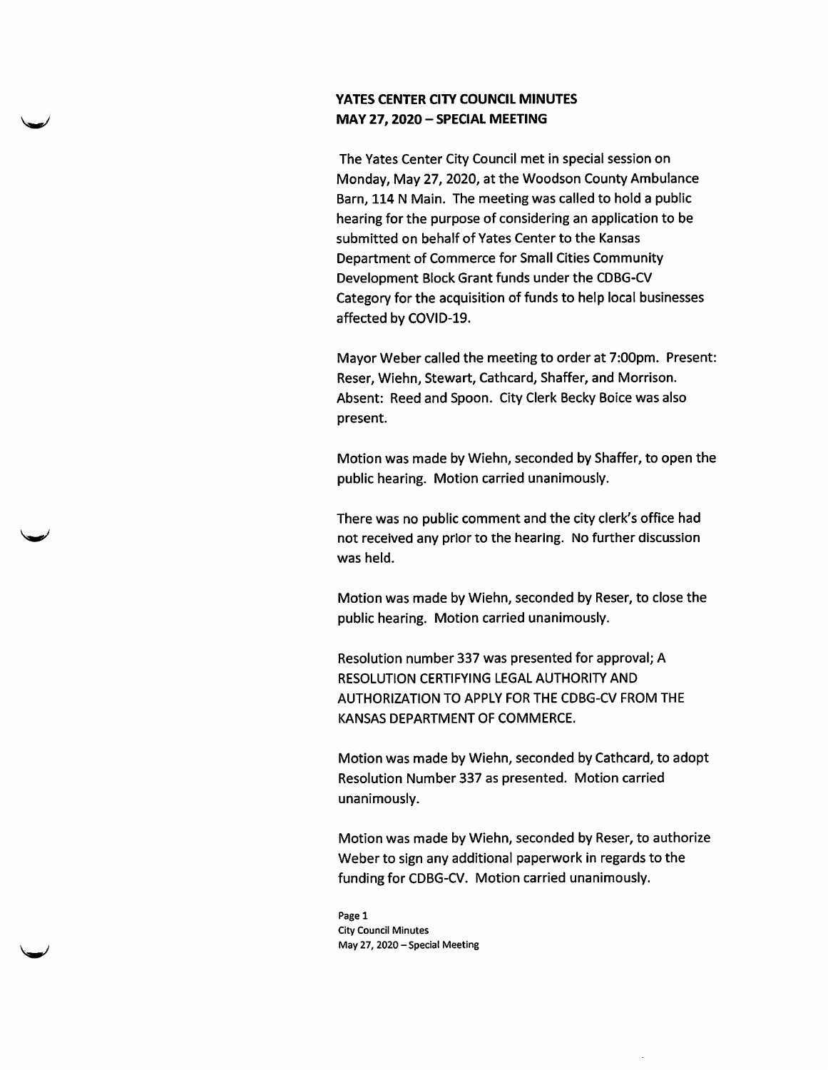# YATES CENTER CITY COUNCIL MINUTES
## MAY 27, 2020 – SPECIAL MEETING

The Yates Center City Council met in special session on Monday, May 27, 2020, at the Woodson County Ambulance Barn, 114 N Main. The meeting was called to hold a public hearing for the purpose of considering an application to be submitted on behalf of Yates Center to the Kansas Department of Commerce for Small Cities Community Development Block Grant funds under the CDBG-CV Category for the acquisition of funds to help local businesses affected by COVID-19.

Mayor Weber called the meeting to order at 7:00pm. Present: Reser, Wiehn, Stewart, Cathcard, Shaffer, and Morrison. Absent: Reed and Spoon. City Clerk Becky Boice was also present.

Motion was made by Wiehn, seconded by Shaffer, to open the public hearing. Motion carried unanimously.

There was no public comment and the city clerk's office had not received any prior to the hearing. No further discussion was held.

Motion was made by Wiehn, seconded by Reser, to close the public hearing. Motion carried unanimously.

Resolution number 337 was presented for approval; A RESOLUTION CERTIFYING LEGAL AUTHORITY AND AUTHORIZATION TO APPLY FOR THE CDBG-CV FROM THE KANSAS DEPARTMENT OF COMMERCE.

Motion was made by Wiehn, seconded by Cathcard, to adopt Resolution Number 337 as presented. Motion carried unanimously.

Motion was made by Wiehn, seconded by Reser, to authorize Weber to sign any additional paperwork in regards to the funding for CDBG-CV. Motion carried unanimously.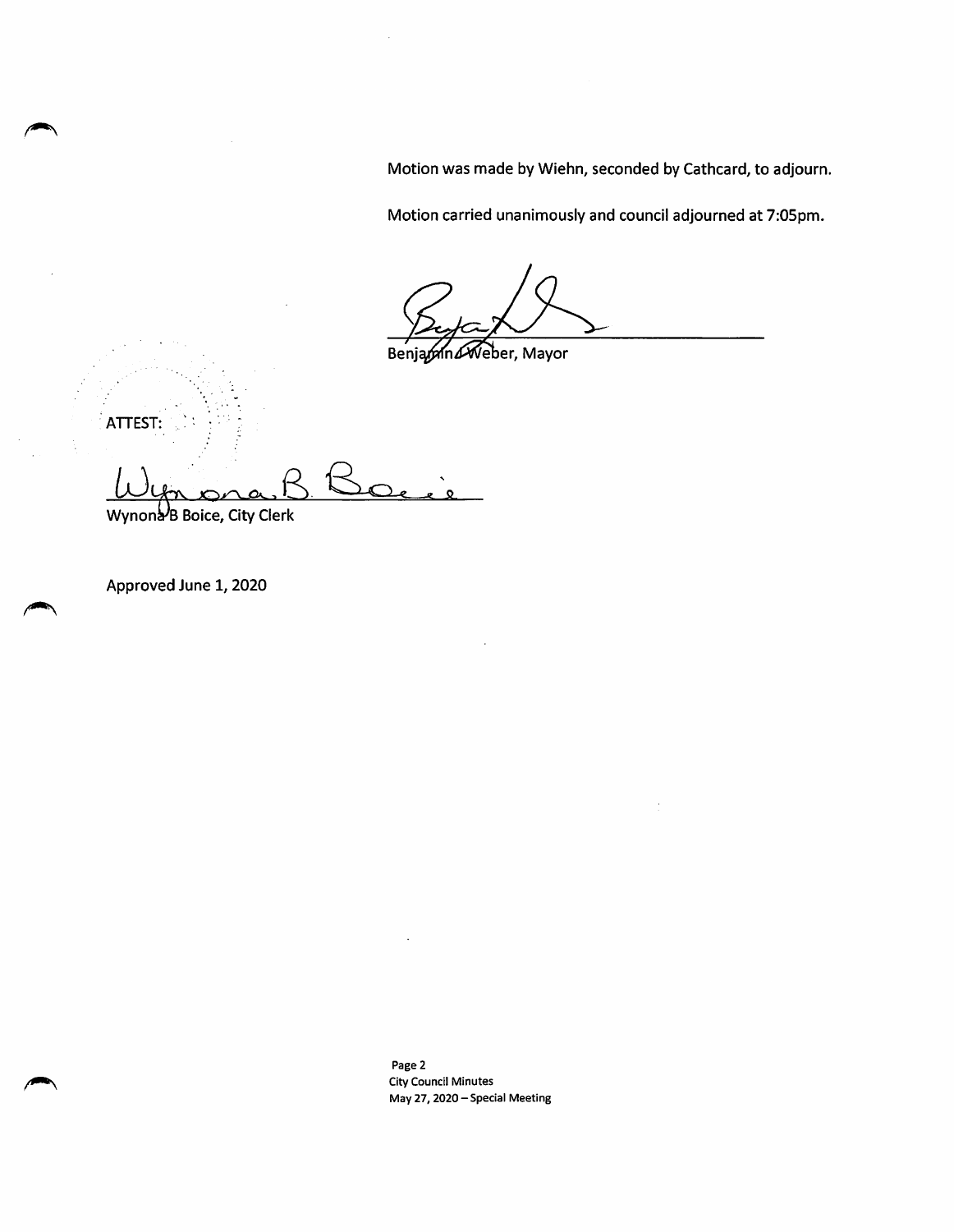Motion was made by Wiehn, seconded by Cathcard, to adjourn.

Motion carried unanimously and council adjourned at 7:05pm.

Benjamin J Weber, Mayor

ATTEST:

Wynona B Boice, City Clerk

Approved June 1, 2020